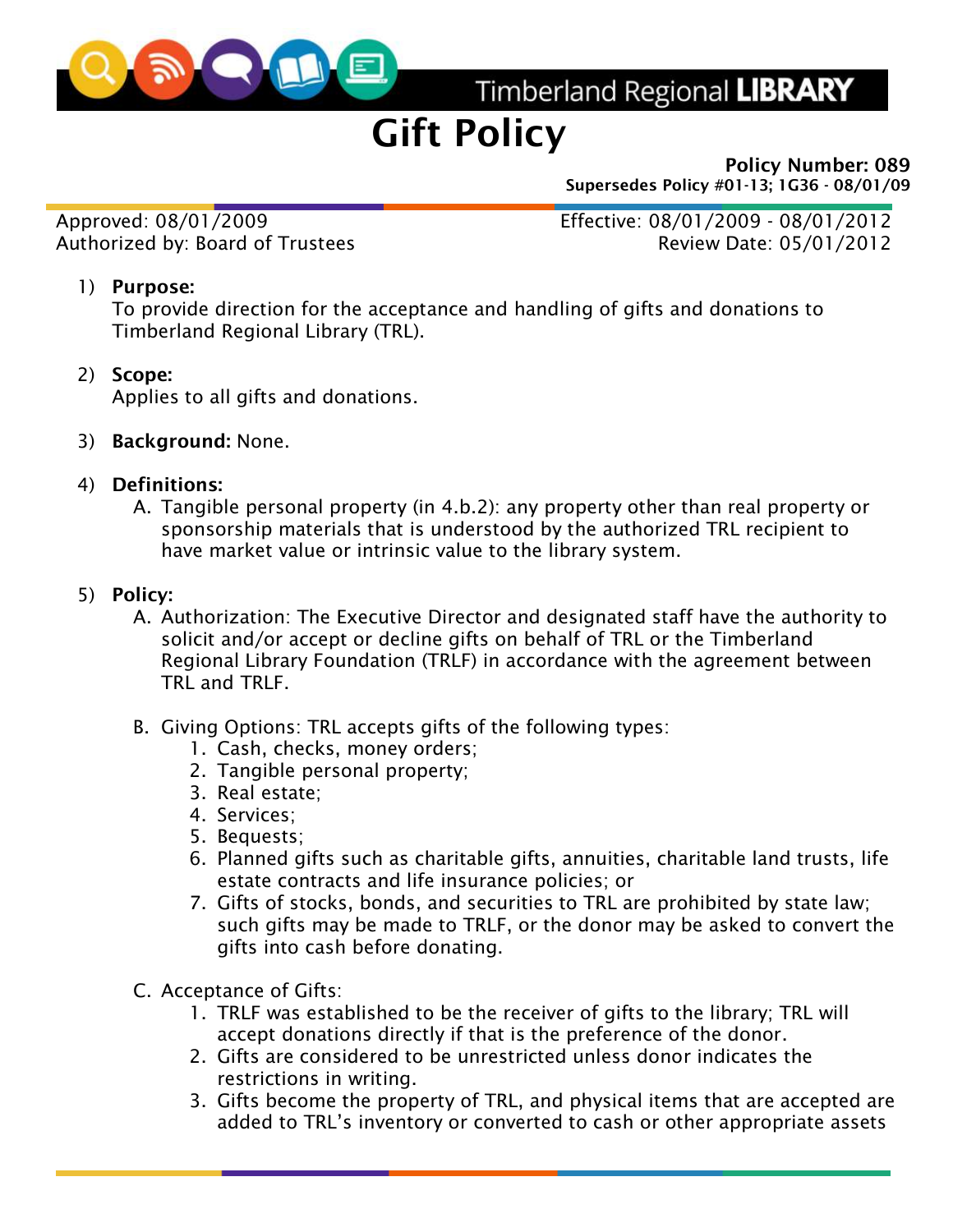Timberland Regional **LIBRARY**

# Gift Policy

**Policy Number: 089**
**Supersedes Policy #01-13; 1G36 - 08/01/09**

Approved: 08/01/2009
Authorized by: Board of Trustees

Effective: 08/01/2009 - 08/01/2012
Review Date: 05/01/2012

1) **Purpose:**
To provide direction for the acceptance and handling of gifts and donations to Timberland Regional Library (TRL).

2) **Scope:**
Applies to all gifts and donations.

3) **Background:** None.

4) **Definitions:**
   A. Tangible personal property (in 4.b.2): any property other than real property or sponsorship materials that is understood by the authorized TRL recipient to have market value or intrinsic value to the library system.

5) **Policy:**
   A. Authorization: The Executive Director and designated staff have the authority to solicit and/or accept or decline gifts on behalf of TRL or the Timberland Regional Library Foundation (TRLF) in accordance with the agreement between TRL and TRLF.

   B. Giving Options: TRL accepts gifts of the following types:
      1. Cash, checks, money orders;
      2. Tangible personal property;
      3. Real estate;
      4. Services;
      5. Bequests;
      6. Planned gifts such as charitable gifts, annuities, charitable land trusts, life estate contracts and life insurance policies; or
      7. Gifts of stocks, bonds, and securities to TRL are prohibited by state law; such gifts may be made to TRLF, or the donor may be asked to convert the gifts into cash before donating.

   C. Acceptance of Gifts:
      1. TRLF was established to be the receiver of gifts to the library; TRL will accept donations directly if that is the preference of the donor.
      2. Gifts are considered to be unrestricted unless donor indicates the restrictions in writing.
      3. Gifts become the property of TRL, and physical items that are accepted are added to TRL's inventory or converted to cash or other appropriate assets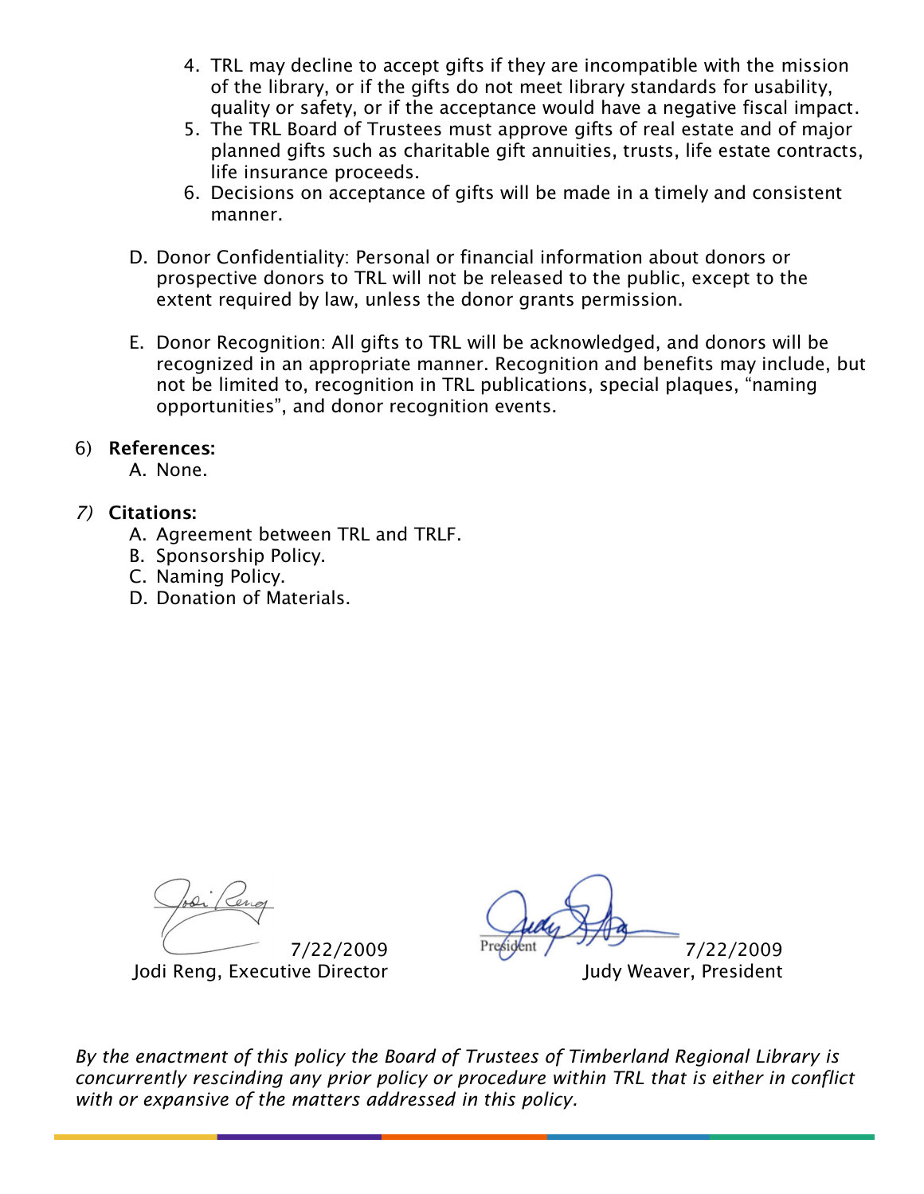4. TRL may decline to accept gifts if they are incompatible with the mission of the library, or if the gifts do not meet library standards for usability, quality or safety, or if the acceptance would have a negative fiscal impact.
5. The TRL Board of Trustees must approve gifts of real estate and of major planned gifts such as charitable gift annuities, trusts, life estate contracts, life insurance proceeds.
6. Decisions on acceptance of gifts will be made in a timely and consistent manner.

D. Donor Confidentiality: Personal or financial information about donors or prospective donors to TRL will not be released to the public, except to the extent required by law, unless the donor grants permission.

E. Donor Recognition: All gifts to TRL will be acknowledged, and donors will be recognized in an appropriate manner. Recognition and benefits may include, but not be limited to, recognition in TRL publications, special plaques, "naming opportunities", and donor recognition events.

6) **References:**

A. None.

*7)* **Citations:**

A. Agreement between TRL and TRLF.
B. Sponsorship Policy.
C. Naming Policy.
D. Donation of Materials.

7/22/2009
Jodi Reng, Executive Director

President
7/22/2009
Judy Weaver, President

*By the enactment of this policy the Board of Trustees of Timberland Regional Library is concurrently rescinding any prior policy or procedure within TRL that is either in conflict with or expansive of the matters addressed in this policy.*